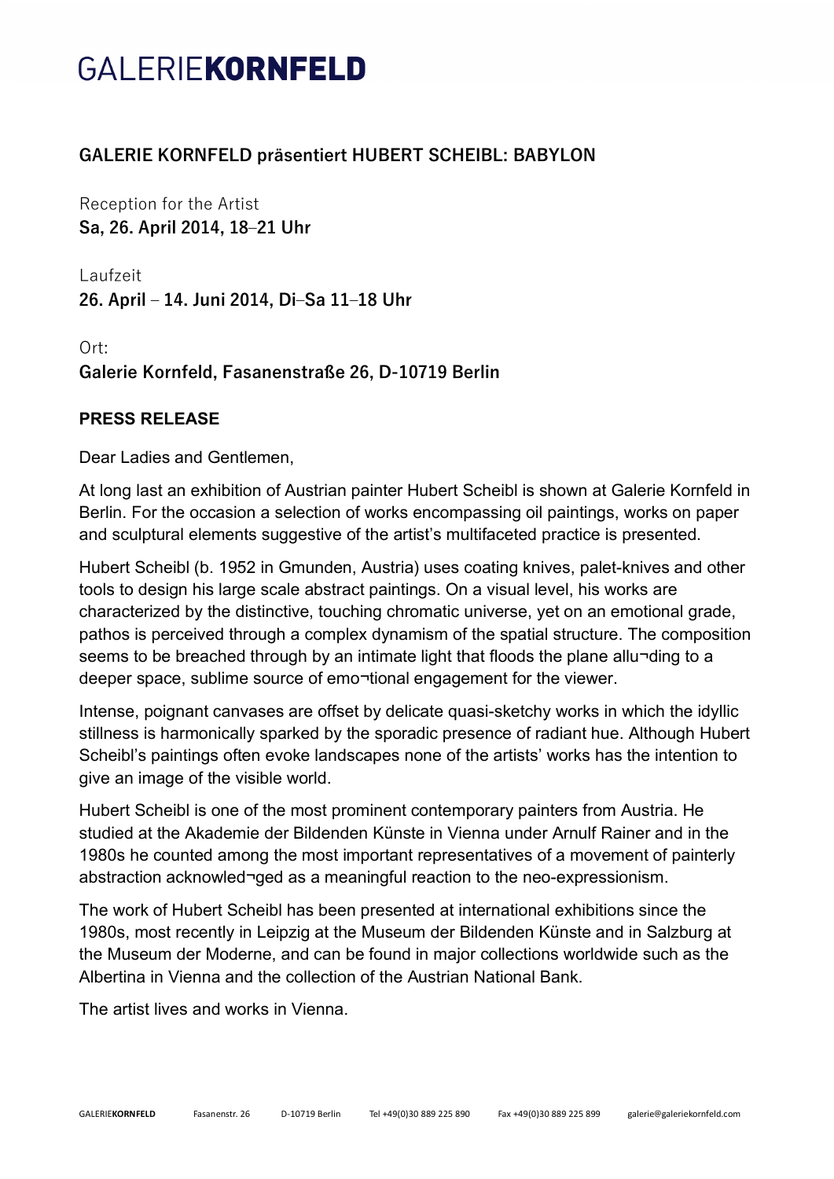# GALERIE**KORNFELD**

## GALERIE KORNFELD präsentiert HUBERT SCHEIBL: BABYLON

Reception for the Artist
**Sa, 26. April 2014, 18–21 Uhr**

Laufzeit
**26. April – 14. Juni 2014, Di–Sa 11–18 Uhr**

Ort:
**Galerie Kornfeld, Fasanenstraße 26, D-10719 Berlin**

**PRESS RELEASE**

Dear Ladies and Gentlemen,

At long last an exhibition of Austrian painter Hubert Scheibl is shown at Galerie Kornfeld in Berlin. For the occasion a selection of works encompassing oil paintings, works on paper and sculptural elements suggestive of the artist's multifaceted practice is presented.

Hubert Scheibl (b. 1952 in Gmunden, Austria) uses coating knives, palet-knives and other tools to design his large scale abstract paintings. On a visual level, his works are characterized by the distinctive, touching chromatic universe, yet on an emotional grade, pathos is perceived through a complex dynamism of the spatial structure. The composition seems to be breached through by an intimate light that floods the plane allu¬ding to a deeper space, sublime source of emo¬tional engagement for the viewer.

Intense, poignant canvases are offset by delicate quasi-sketchy works in which the idyllic stillness is harmonically sparked by the sporadic presence of radiant hue. Although Hubert Scheibl's paintings often evoke landscapes none of the artists' works has the intention to give an image of the visible world.

Hubert Scheibl is one of the most prominent contemporary painters from Austria. He studied at the Akademie der Bildenden Künste in Vienna under Arnulf Rainer and in the 1980s he counted among the most important representatives of a movement of painterly abstraction acknowled¬ged as a meaningful reaction to the neo-expressionism.

The work of Hubert Scheibl has been presented at international exhibitions since the 1980s, most recently in Leipzig at the Museum der Bildenden Künste and in Salzburg at the Museum der Moderne, and can be found in major collections worldwide such as the Albertina in Vienna and the collection of the Austrian National Bank.

The artist lives and works in Vienna.

GALERIE**KORNFELD** Fasanenstr. 26 D-10719 Berlin Tel +49(0)30 889 225 890 Fax +49(0)30 889 225 899 galerie@galeriekornfeld.com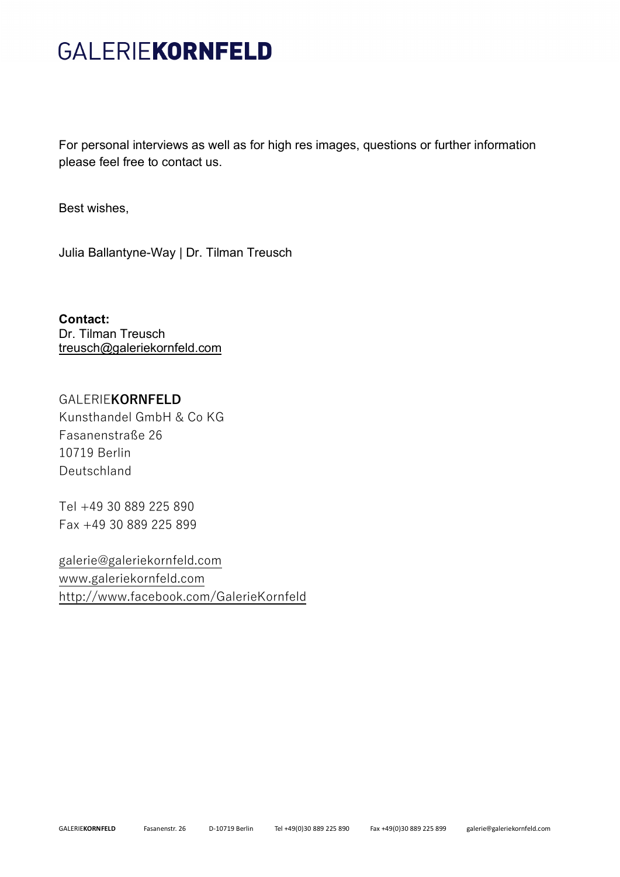For personal interviews as well as for high res images, questions or further information please feel free to contact us.

Best wishes,

Julia Ballantyne-Way | Dr. Tilman Treusch

**Contact:**
Dr. Tilman Treusch
treusch@galeriekornfeld.com

GALERIE**KORNFELD**
Kunsthandel GmbH & Co KG
Fasanenstraße 26
10719 Berlin
Deutschland

Tel +49 30 889 225 890
Fax +49 30 889 225 899

galerie@galeriekornfeld.com
www.galeriekornfeld.com
http://www.facebook.com/GalerieKornfeld